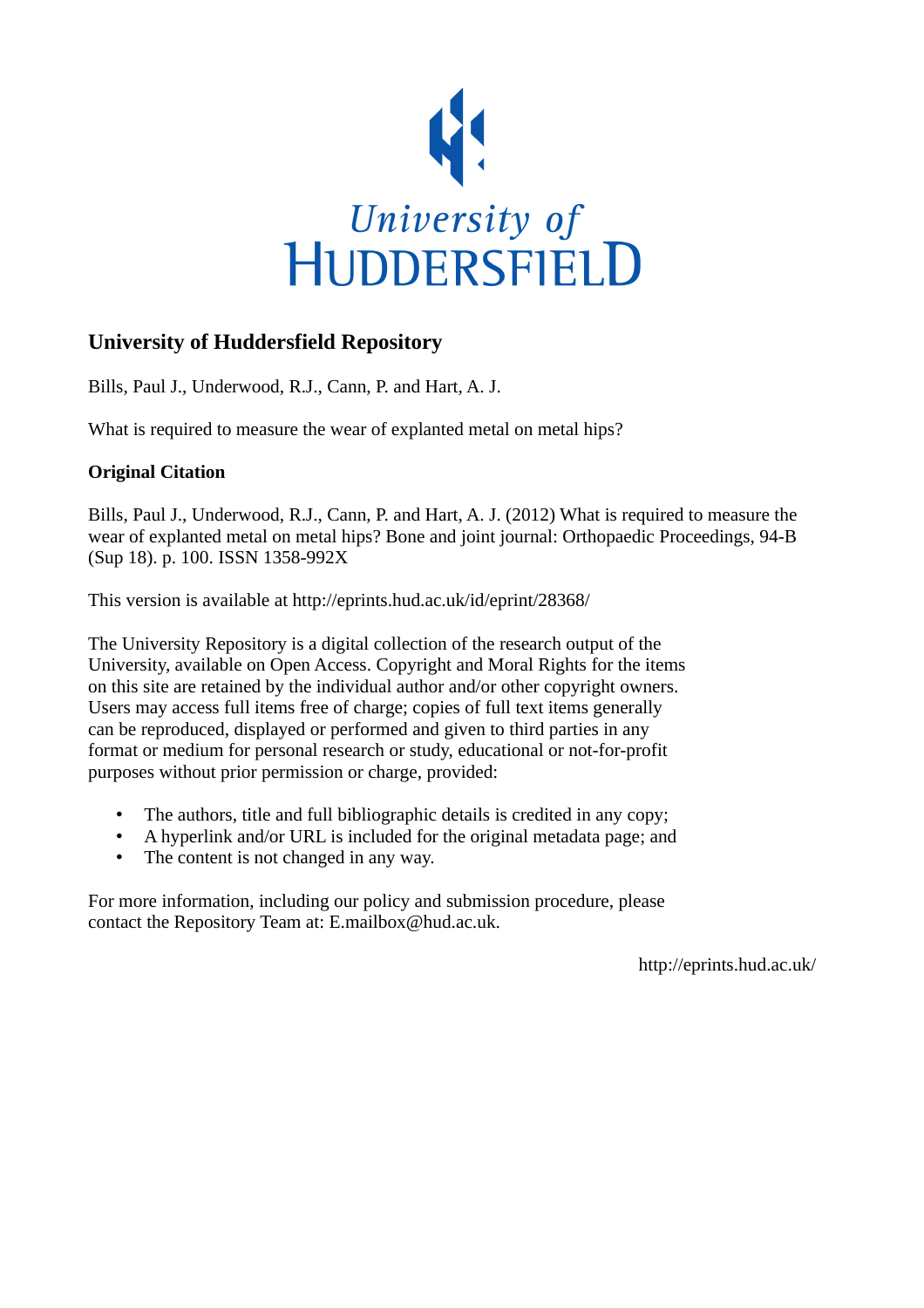University of
HUDDERSFIELD

## University of Huddersfield Repository

Bills, Paul J., Underwood, R.J., Cann, P. and Hart, A. J.

What is required to measure the wear of explanted metal on metal hips?

### Original Citation

Bills, Paul J., Underwood, R.J., Cann, P. and Hart, A. J. (2012) What is required to measure the wear of explanted metal on metal hips? Bone and joint journal: Orthopaedic Proceedings, 94-B (Sup 18). p. 100. ISSN 1358-992X

This version is available at http://eprints.hud.ac.uk/id/eprint/28368/

The University Repository is a digital collection of the research output of the University, available on Open Access. Copyright and Moral Rights for the items on this site are retained by the individual author and/or other copyright owners. Users may access full items free of charge; copies of full text items generally can be reproduced, displayed or performed and given to third parties in any format or medium for personal research or study, educational or not-for-profit purposes without prior permission or charge, provided:

- The authors, title and full bibliographic details is credited in any copy;
- A hyperlink and/or URL is included for the original metadata page; and
- The content is not changed in any way.

For more information, including our policy and submission procedure, please contact the Repository Team at: E.mailbox@hud.ac.uk.

http://eprints.hud.ac.uk/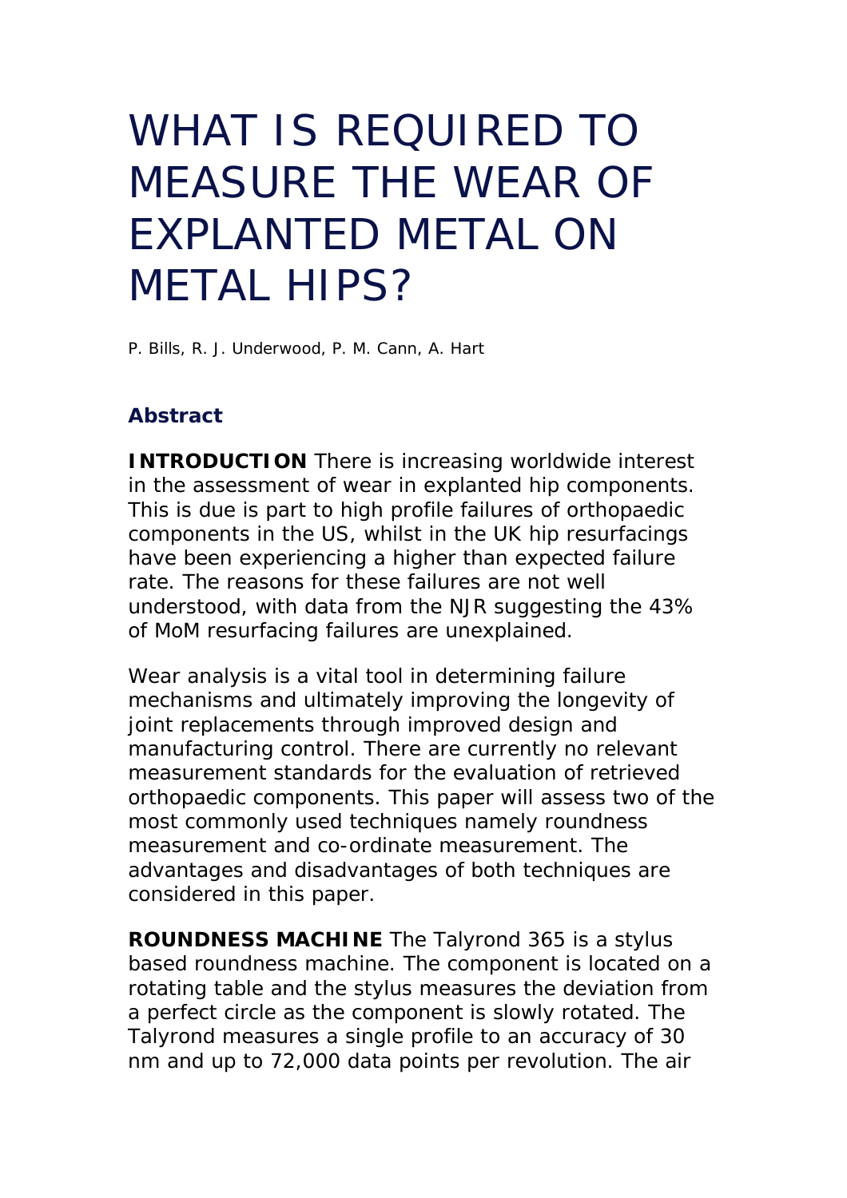# WHAT IS REQUIRED TO MEASURE THE WEAR OF EXPLANTED METAL ON METAL HIPS?

P. Bills, R. J. Underwood, P. M. Cann, A. Hart

## Abstract

**INTRODUCTION** There is increasing worldwide interest in the assessment of wear in explanted hip components. This is due is part to high profile failures of orthopaedic components in the US, whilst in the UK hip resurfacings have been experiencing a higher than expected failure rate. The reasons for these failures are not well understood, with data from the NJR suggesting the 43% of MoM resurfacing failures are unexplained.

Wear analysis is a vital tool in determining failure mechanisms and ultimately improving the longevity of joint replacements through improved design and manufacturing control. There are currently no relevant measurement standards for the evaluation of retrieved orthopaedic components. This paper will assess two of the most commonly used techniques namely roundness measurement and co-ordinate measurement. The advantages and disadvantages of both techniques are considered in this paper.

**ROUNDNESS MACHINE** The Talyrond 365 is a stylus based roundness machine. The component is located on a rotating table and the stylus measures the deviation from a perfect circle as the component is slowly rotated. The Talyrond measures a single profile to an accuracy of 30 nm and up to 72,000 data points per revolution. The air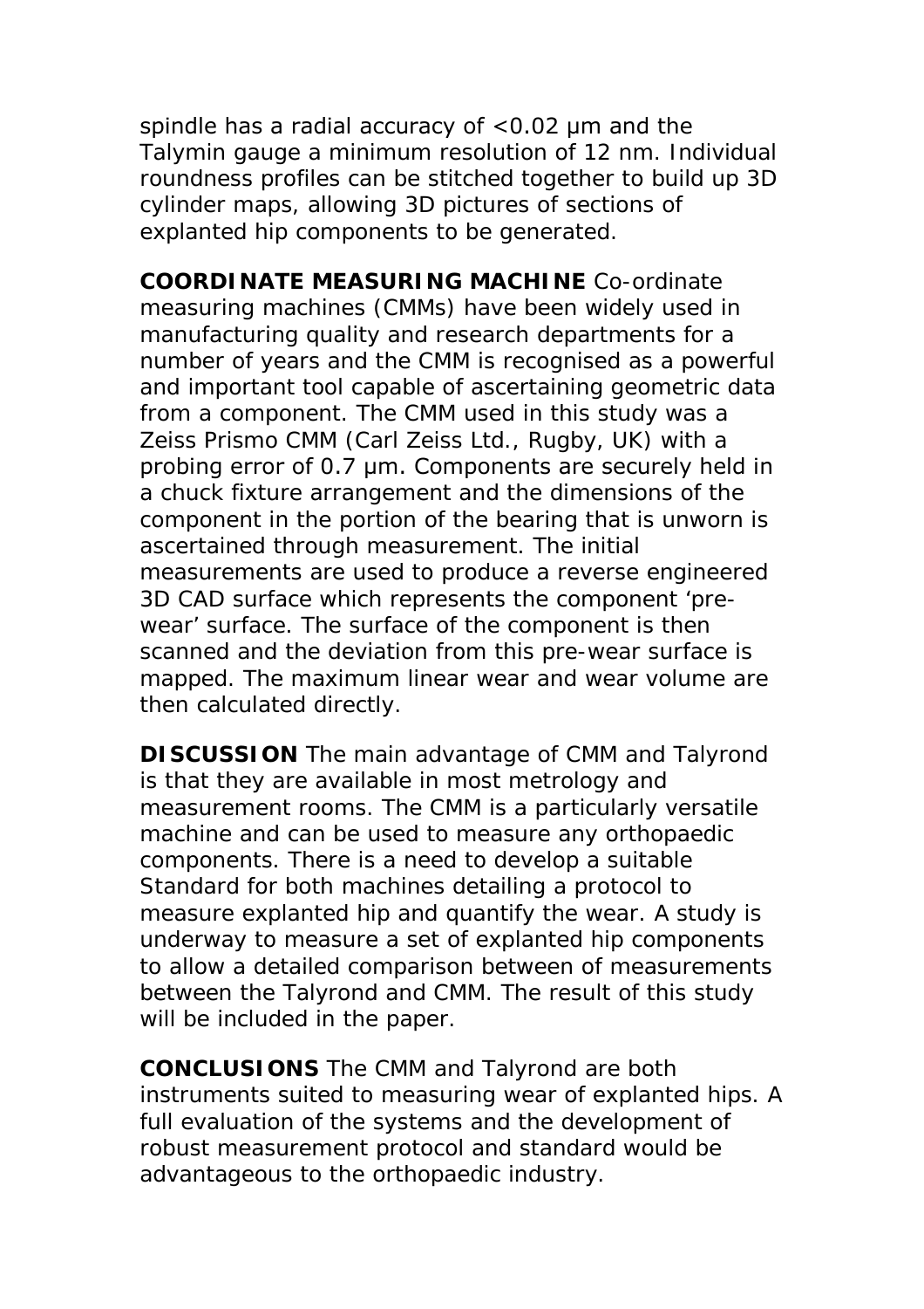spindle has a radial accuracy of <0.02 µm and the Talymin gauge a minimum resolution of 12 nm. Individual roundness profiles can be stitched together to build up 3D cylinder maps, allowing 3D pictures of sections of explanted hip components to be generated.

**COORDINATE MEASURING MACHINE** Co-ordinate measuring machines (CMMs) have been widely used in manufacturing quality and research departments for a number of years and the CMM is recognised as a powerful and important tool capable of ascertaining geometric data from a component. The CMM used in this study was a Zeiss Prismo CMM (Carl Zeiss Ltd., Rugby, UK) with a probing error of 0.7 µm. Components are securely held in a chuck fixture arrangement and the dimensions of the component in the portion of the bearing that is unworn is ascertained through measurement. The initial measurements are used to produce a reverse engineered 3D CAD surface which represents the component 'pre-wear' surface. The surface of the component is then scanned and the deviation from this pre-wear surface is mapped. The maximum linear wear and wear volume are then calculated directly.

**DISCUSSION** The main advantage of CMM and Talyrond is that they are available in most metrology and measurement rooms. The CMM is a particularly versatile machine and can be used to measure any orthopaedic components. There is a need to develop a suitable Standard for both machines detailing a protocol to measure explanted hip and quantify the wear. A study is underway to measure a set of explanted hip components to allow a detailed comparison between of measurements between the Talyrond and CMM. The result of this study will be included in the paper.

**CONCLUSIONS** The CMM and Talyrond are both instruments suited to measuring wear of explanted hips. A full evaluation of the systems and the development of robust measurement protocol and standard would be advantageous to the orthopaedic industry.